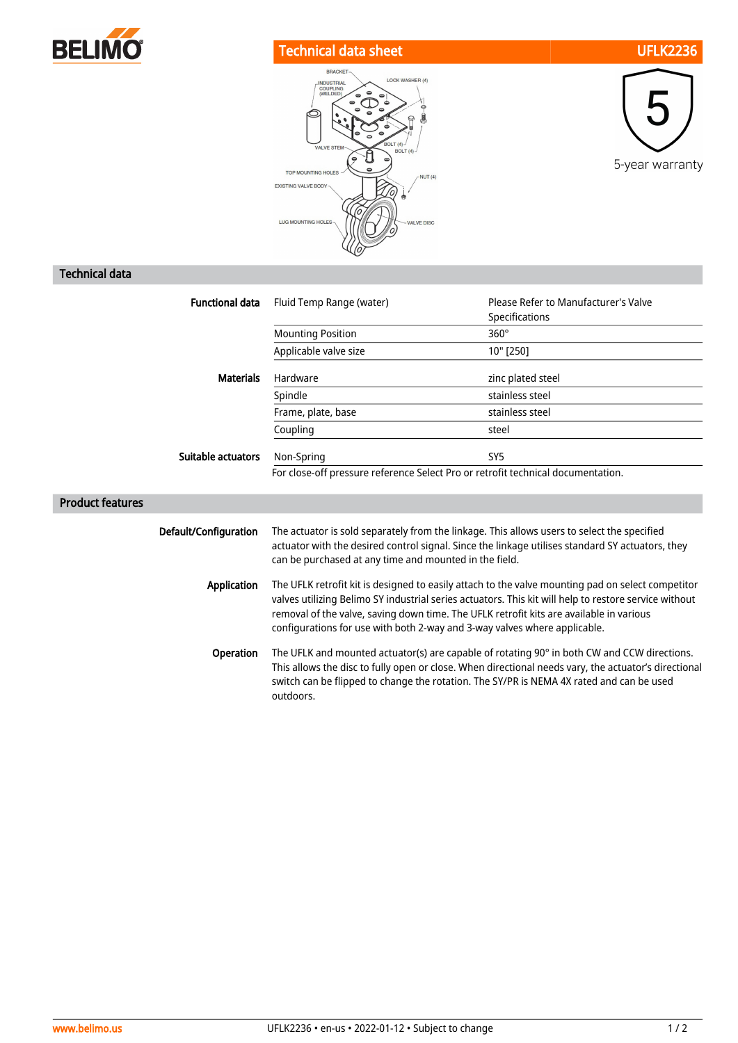# Technical data sheet UFLK2236

5-year warranty

## Technical data

| | | |
|---|---|---|
| **Functional data** | Fluid Temp Range (water) | Please Refer to Manufacturer's Valve Specifications |
| | Mounting Position | 360° |
| | Applicable valve size | 10" [250] |
| **Materials** | Hardware | zinc plated steel |
| | Spindle | stainless steel |
| | Frame, plate, base | stainless steel |
| | Coupling | steel |
| **Suitable actuators** | Non-Spring | SY5 |

For close-off pressure reference Select Pro or retrofit technical documentation.

## Product features

**Default/Configuration**

The actuator is sold separately from the linkage. This allows users to select the specified actuator with the desired control signal. Since the linkage utilises standard SY actuators, they can be purchased at any time and mounted in the field.

**Application**

The UFLK retrofit kit is designed to easily attach to the valve mounting pad on select competitor valves utilizing Belimo SY industrial series actuators. This kit will help to restore service without removal of the valve, saving down time. The UFLK retrofit kits are available in various configurations for use with both 2-way and 3-way valves where applicable.

**Operation**

The UFLK and mounted actuator(s) are capable of rotating 90° in both CW and CCW directions. This allows the disc to fully open or close. When directional needs vary, the actuator's directional switch can be flipped to change the rotation. The SY/PR is NEMA 4X rated and can be used outdoors.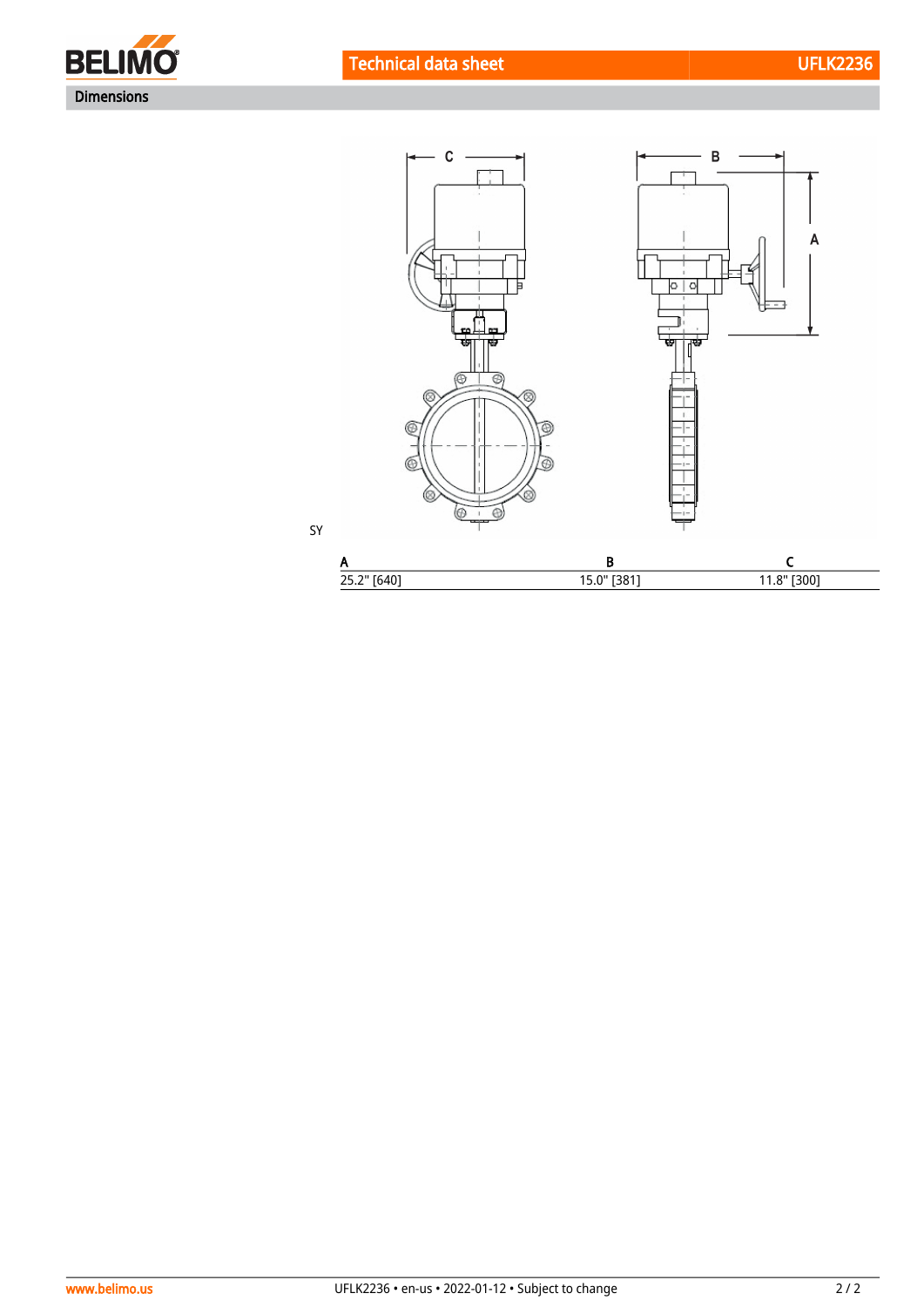## Dimensions

C

B

A

SY

| A | B | C |
|---|---|---|
| 25.2" [640] | 15.0" [381] | 11.8" [300] |